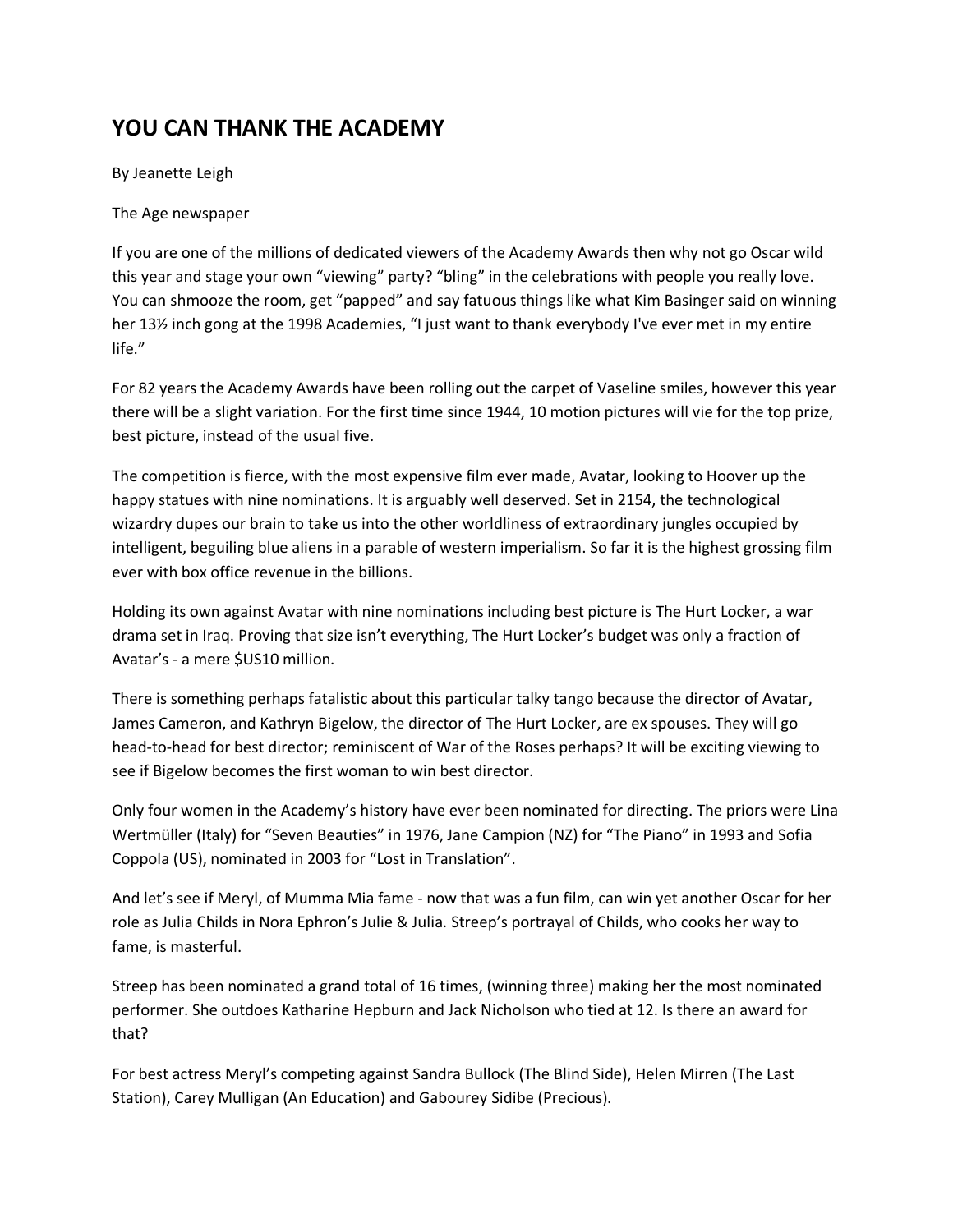# YOU CAN THANK THE ACADEMY

By Jeanette Leigh

The Age newspaper

If you are one of the millions of dedicated viewers of the Academy Awards then why not go Oscar wild this year and stage your own "viewing" party? "bling" in the celebrations with people you really love. You can shmooze the room, get "papped" and say fatuous things like what Kim Basinger said on winning her 13½ inch gong at the 1998 Academies, "I just want to thank everybody I've ever met in my entire life."

For 82 years the Academy Awards have been rolling out the carpet of Vaseline smiles, however this year there will be a slight variation. For the first time since 1944, 10 motion pictures will vie for the top prize, best picture, instead of the usual five.

The competition is fierce, with the most expensive film ever made, Avatar, looking to Hoover up the happy statues with nine nominations. It is arguably well deserved. Set in 2154, the technological wizardry dupes our brain to take us into the other worldliness of extraordinary jungles occupied by intelligent, beguiling blue aliens in a parable of western imperialism. So far it is the highest grossing film ever with box office revenue in the billions.

Holding its own against Avatar with nine nominations including best picture is The Hurt Locker, a war drama set in Iraq. Proving that size isn't everything, The Hurt Locker's budget was only a fraction of Avatar's - a mere $US10 million.

There is something perhaps fatalistic about this particular talky tango because the director of Avatar, James Cameron, and Kathryn Bigelow, the director of The Hurt Locker, are ex spouses. They will go head-to-head for best director; reminiscent of War of the Roses perhaps? It will be exciting viewing to see if Bigelow becomes the first woman to win best director.

Only four women in the Academy's history have ever been nominated for directing. The priors were Lina Wertmüller (Italy) for "Seven Beauties" in 1976, Jane Campion (NZ) for "The Piano" in 1993 and Sofia Coppola (US), nominated in 2003 for "Lost in Translation".

And let's see if Meryl, of Mumma Mia fame - now that was a fun film, can win yet another Oscar for her role as Julia Childs in Nora Ephron's Julie & Julia. Streep's portrayal of Childs, who cooks her way to fame, is masterful.

Streep has been nominated a grand total of 16 times, (winning three) making her the most nominated performer. She outdoes Katharine Hepburn and Jack Nicholson who tied at 12. Is there an award for that?

For best actress Meryl's competing against Sandra Bullock (The Blind Side), Helen Mirren (The Last Station), Carey Mulligan (An Education) and Gabourey Sidibe (Precious).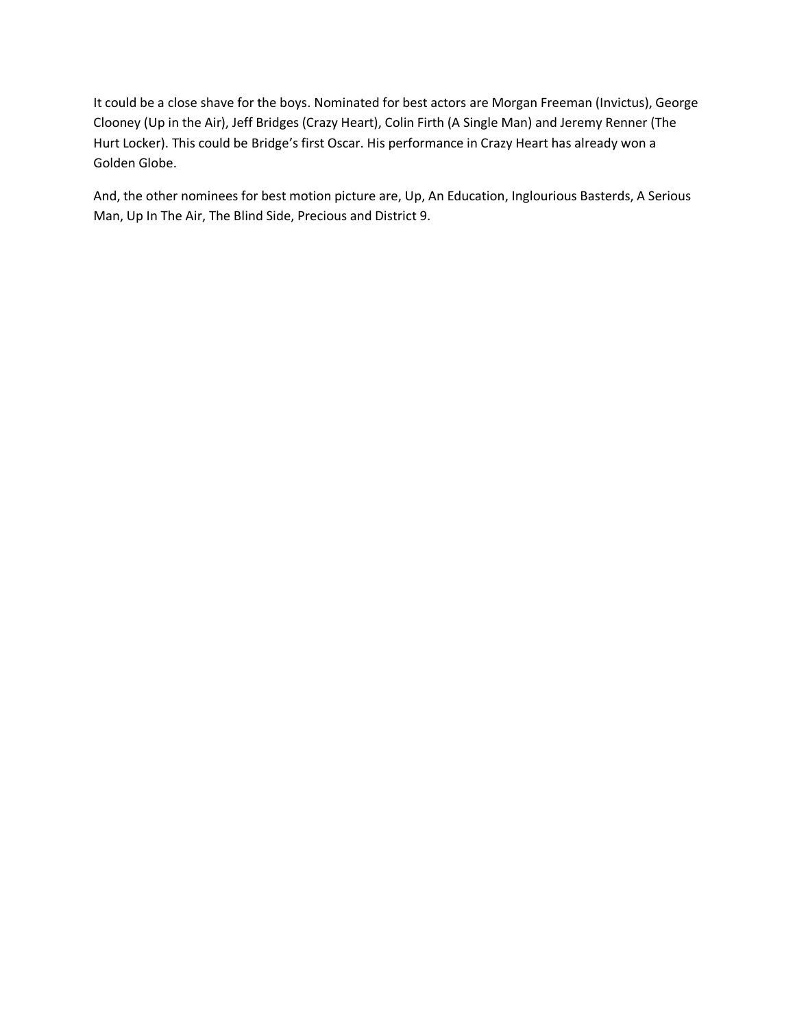It could be a close shave for the boys. Nominated for best actors are Morgan Freeman (Invictus), George Clooney (Up in the Air), Jeff Bridges (Crazy Heart), Colin Firth (A Single Man) and Jeremy Renner (The Hurt Locker). This could be Bridge's first Oscar. His performance in Crazy Heart has already won a Golden Globe.

And, the other nominees for best motion picture are, Up, An Education, Inglourious Basterds, A Serious Man, Up In The Air, The Blind Side, Precious and District 9.